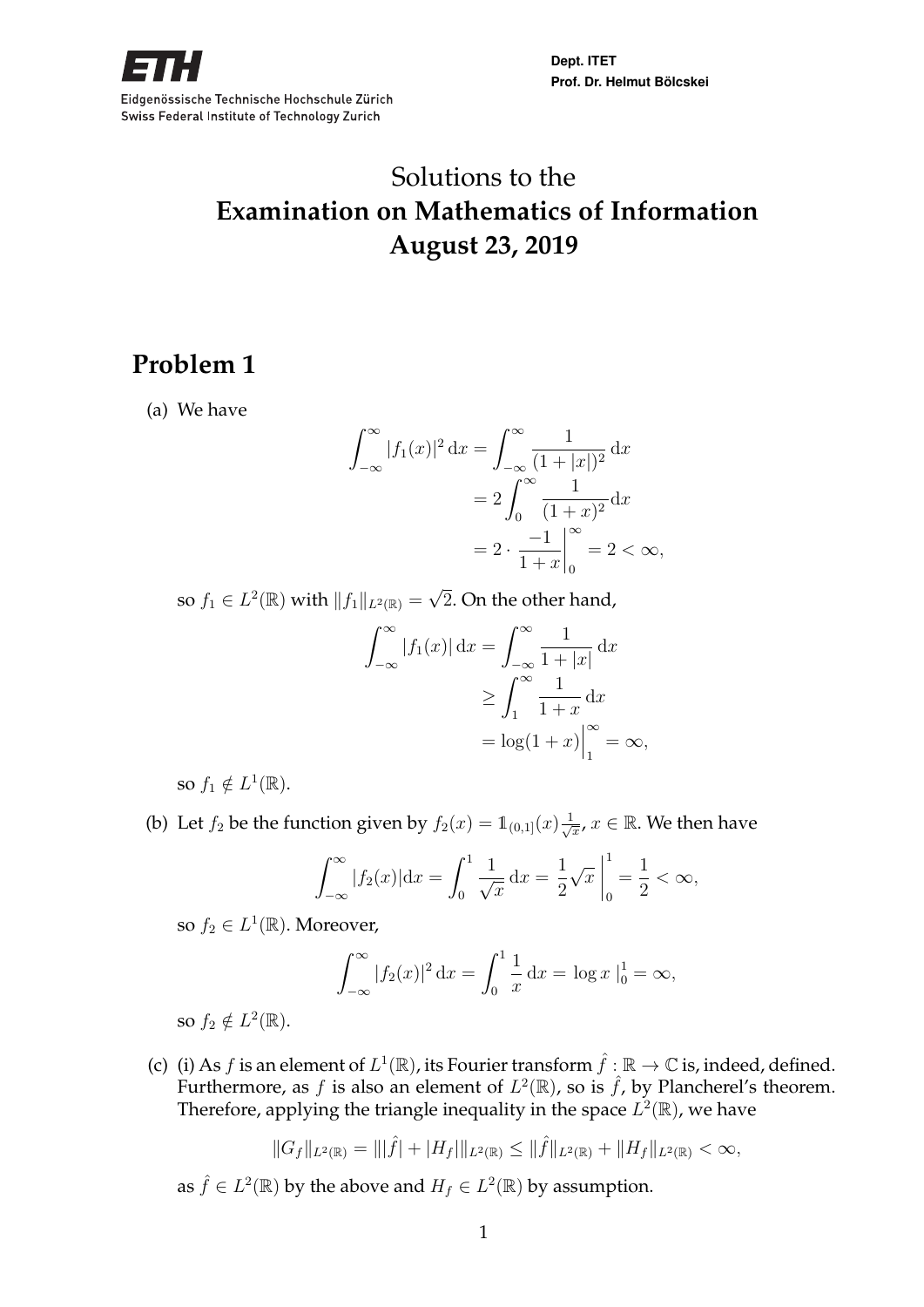Eidgenössische Technische Hochschule Zürich
Swiss Federal Institute of Technology Zurich

Dept. ITET
Prof. Dr. Helmut Bölcskei

# Solutions to the **Examination on Mathematics of Information** **August 23, 2019**

## Problem 1

(a) We have

$$\begin{aligned}
\int_{-\infty}^{\infty} |f_1(x)|^2 \, dx &= \int_{-\infty}^{\infty} \frac{1}{(1+|x|)^2} \, dx \\
&= 2 \int_0^{\infty} \frac{1}{(1+x)^2} dx \\
&= 2 \cdot \left. \frac{-1}{1+x} \right|_0^{\infty} = 2 < \infty,
\end{aligned}$$

so $f_1 \in L^2(\mathbb{R})$ with $\|f_1\|_{L^2(\mathbb{R})} = \sqrt{2}$. On the other hand,

$$\begin{aligned}
\int_{-\infty}^{\infty} |f_1(x)| \, dx &= \int_{-\infty}^{\infty} \frac{1}{1+|x|} \, dx \\
&\geq \int_1^{\infty} \frac{1}{1+x} \, dx \\
&= \log(1+x) \Big|_1^{\infty} = \infty,
\end{aligned}$$

so $f_1 \notin L^1(\mathbb{R})$.

(b) Let $f_2$ be the function given by $f_2(x) = \mathbb{1}_{(0,1]}(x) \frac{1}{\sqrt{x}}$, $x \in \mathbb{R}$. We then have

$$\int_{-\infty}^{\infty} |f_2(x)| dx = \int_0^1 \frac{1}{\sqrt{x}} \, dx = \frac{1}{2} \sqrt{x} \, \Big|_0^1 = \frac{1}{2} < \infty,$$

so $f_2 \in L^1(\mathbb{R})$. Moreover,

$$\int_{-\infty}^{\infty} |f_2(x)|^2 \, dx = \int_0^1 \frac{1}{x} \, dx = \log x \, |_0^1 = \infty,$$

so $f_2 \notin L^2(\mathbb{R})$.

(c) (i) As $f$ is an element of $L^1(\mathbb{R})$, its Fourier transform $\hat{f} : \mathbb{R} \to \mathbb{C}$ is, indeed, defined. Furthermore, as $f$ is also an element of $L^2(\mathbb{R})$, so is $\hat{f}$, by Plancherel's theorem. Therefore, applying the triangle inequality in the space $L^2(\mathbb{R})$, we have

$$\|G_f\|_{L^2(\mathbb{R})} = \| |\hat{f}| + |H_f| \|_{L^2(\mathbb{R})} \leq \|\hat{f}\|_{L^2(\mathbb{R})} + \|H_f\|_{L^2(\mathbb{R})} < \infty,$$

as $\hat{f} \in L^2(\mathbb{R})$ by the above and $H_f \in L^2(\mathbb{R})$ by assumption.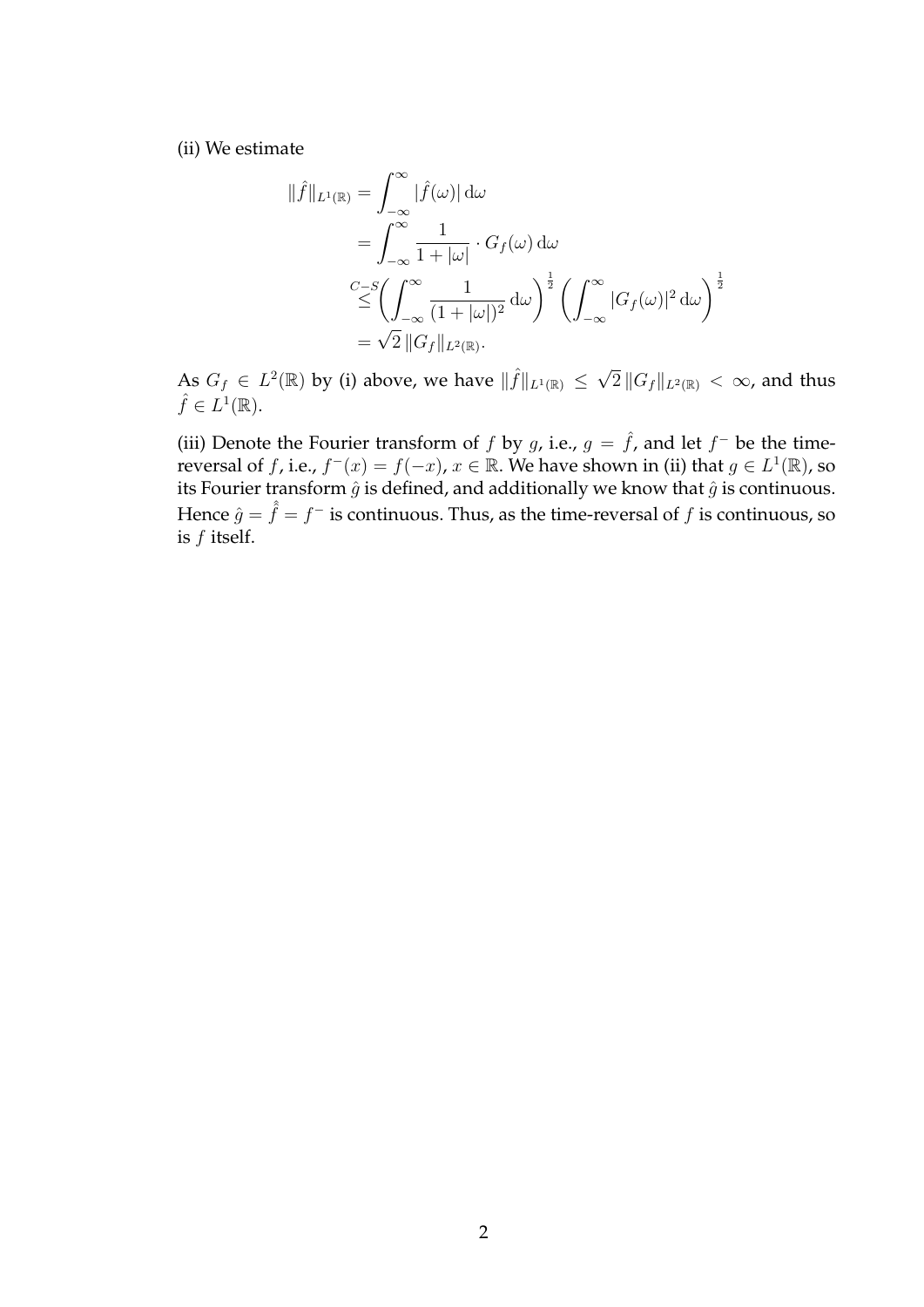(ii) We estimate

$$
\begin{aligned}
\|\hat{f}\|_{L^1(\mathbb{R})} &= \int_{-\infty}^{\infty} |\hat{f}(\omega)| \, \mathrm{d}\omega \\
&= \int_{-\infty}^{\infty} \frac{1}{1+|\omega|} \cdot G_f(\omega) \, \mathrm{d}\omega \\
&\overset{C-S}{\leq} \left( \int_{-\infty}^{\infty} \frac{1}{(1+|\omega|)^2} \, \mathrm{d}\omega \right)^{\frac{1}{2}} \left( \int_{-\infty}^{\infty} |G_f(\omega)|^2 \, \mathrm{d}\omega \right)^{\frac{1}{2}} \\
&= \sqrt{2} \, \|G_f\|_{L^2(\mathbb{R})}.
\end{aligned}
$$

As $G_f \in L^2(\mathbb{R})$ by (i) above, we have $\|\hat{f}\|_{L^1(\mathbb{R})} \leq \sqrt{2} \, \|G_f\|_{L^2(\mathbb{R})} < \infty$, and thus $\hat{f} \in L^1(\mathbb{R})$.

(iii) Denote the Fourier transform of $f$ by $g$, i.e., $g = \hat{f}$, and let $f^-$ be the time-reversal of $f$, i.e., $f^-(x) = f(-x)$, $x \in \mathbb{R}$. We have shown in (ii) that $g \in L^1(\mathbb{R})$, so its Fourier transform $\hat{g}$ is defined, and additionally we know that $\hat{g}$ is continuous. Hence $\hat{g} = \hat{\hat{f}} = f^-$ is continuous. Thus, as the time-reversal of $f$ is continuous, so is $f$ itself.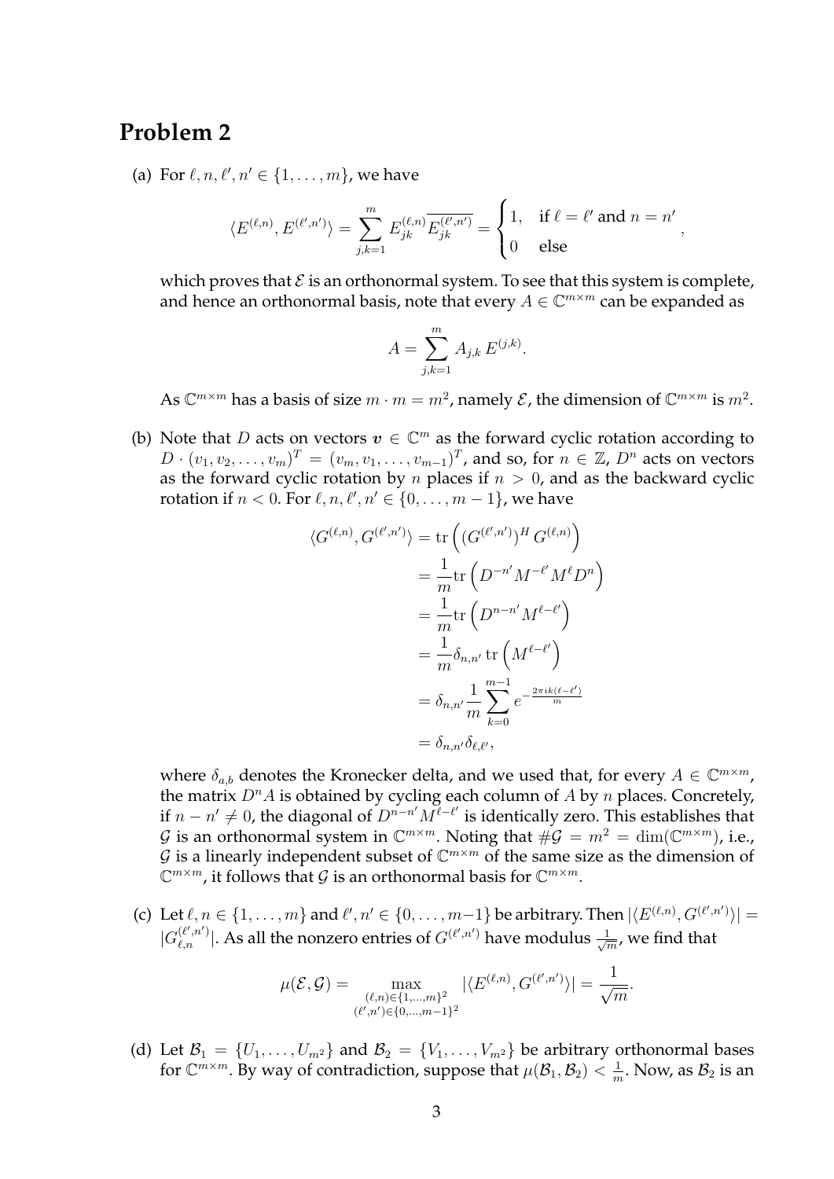## Problem 2

(a) For $\ell, n, \ell', n' \in \{1, \ldots, m\}$, we have

$$\langle E^{(\ell,n)}, E^{(\ell',n')} \rangle = \sum_{j,k=1}^{m} E_{jk}^{(\ell,n)} \overline{E_{jk}^{(\ell',n')}} = \begin{cases} 1, & \text{if } \ell = \ell' \text{ and } n = n' \\ 0 & \text{else} \end{cases},$$

which proves that $\mathcal{E}$ is an orthonormal system. To see that this system is complete, and hence an orthonormal basis, note that every $A \in \mathbb{C}^{m \times m}$ can be expanded as

$$A = \sum_{j,k=1}^{m} A_{j,k} \, E^{(j,k)}.$$

As $\mathbb{C}^{m \times m}$ has a basis of size $m \cdot m = m^2$, namely $\mathcal{E}$, the dimension of $\mathbb{C}^{m \times m}$ is $m^2$.

(b) Note that $D$ acts on vectors $\boldsymbol{v} \in \mathbb{C}^m$ as the forward cyclic rotation according to $D \cdot (v_1, v_2, \ldots, v_m)^T = (v_m, v_1, \ldots, v_{m-1})^T$, and so, for $n \in \mathbb{Z}$, $D^n$ acts on vectors as the forward cyclic rotation by $n$ places if $n > 0$, and as the backward cyclic rotation if $n < 0$. For $\ell, n, \ell', n' \in \{0, \ldots, m-1\}$, we have

$$\begin{aligned}
\langle G^{(\ell,n)}, G^{(\ell',n')} \rangle &= \operatorname{tr}\left( (G^{(\ell',n')})^H G^{(\ell,n)} \right) \\
&= \frac{1}{m} \operatorname{tr}\left( D^{-n'} M^{-\ell'} M^{\ell} D^{n} \right) \\
&= \frac{1}{m} \operatorname{tr}\left( D^{n-n'} M^{\ell-\ell'} \right) \\
&= \frac{1}{m} \delta_{n,n'} \operatorname{tr}\left( M^{\ell-\ell'} \right) \\
&= \delta_{n,n'} \frac{1}{m} \sum_{k=0}^{m-1} e^{-\frac{2\pi i k(\ell-\ell')}{m}} \\
&= \delta_{n,n'} \delta_{\ell,\ell'},
\end{aligned}$$

where $\delta_{a,b}$ denotes the Kronecker delta, and we used that, for every $A \in \mathbb{C}^{m \times m}$, the matrix $D^n A$ is obtained by cycling each column of $A$ by $n$ places. Concretely, if $n - n' \neq 0$, the diagonal of $D^{n-n'} M^{\ell-\ell'}$ is identically zero. This establishes that $\mathcal{G}$ is an orthonormal system in $\mathbb{C}^{m \times m}$. Noting that $\#\mathcal{G} = m^2 = \dim(\mathbb{C}^{m \times m})$, i.e., $\mathcal{G}$ is a linearly independent subset of $\mathbb{C}^{m \times m}$ of the same size as the dimension of $\mathbb{C}^{m \times m}$, it follows that $\mathcal{G}$ is an orthonormal basis for $\mathbb{C}^{m \times m}$.

(c) Let $\ell, n \in \{1, \ldots, m\}$ and $\ell', n' \in \{0, \ldots, m-1\}$ be arbitrary. Then $|\langle E^{(\ell,n)}, G^{(\ell',n')} \rangle| = |G_{\ell,n}^{(\ell',n')}|$. As all the nonzero entries of $G^{(\ell',n')}$ have modulus $\frac{1}{\sqrt{m}}$, we find that

$$\mu(\mathcal{E}, \mathcal{G}) = \max_{\substack{(\ell,n) \in \{1,\ldots,m\}^2 \\ (\ell',n') \in \{0,\ldots,m-1\}^2}} |\langle E^{(\ell,n)}, G^{(\ell',n')} \rangle| = \frac{1}{\sqrt{m}}.$$

(d) Let $\mathcal{B}_1 = \{U_1, \ldots, U_{m^2}\}$ and $\mathcal{B}_2 = \{V_1, \ldots, V_{m^2}\}$ be arbitrary orthonormal bases for $\mathbb{C}^{m \times m}$. By way of contradiction, suppose that $\mu(\mathcal{B}_1, \mathcal{B}_2) < \frac{1}{m}$. Now, as $\mathcal{B}_2$ is an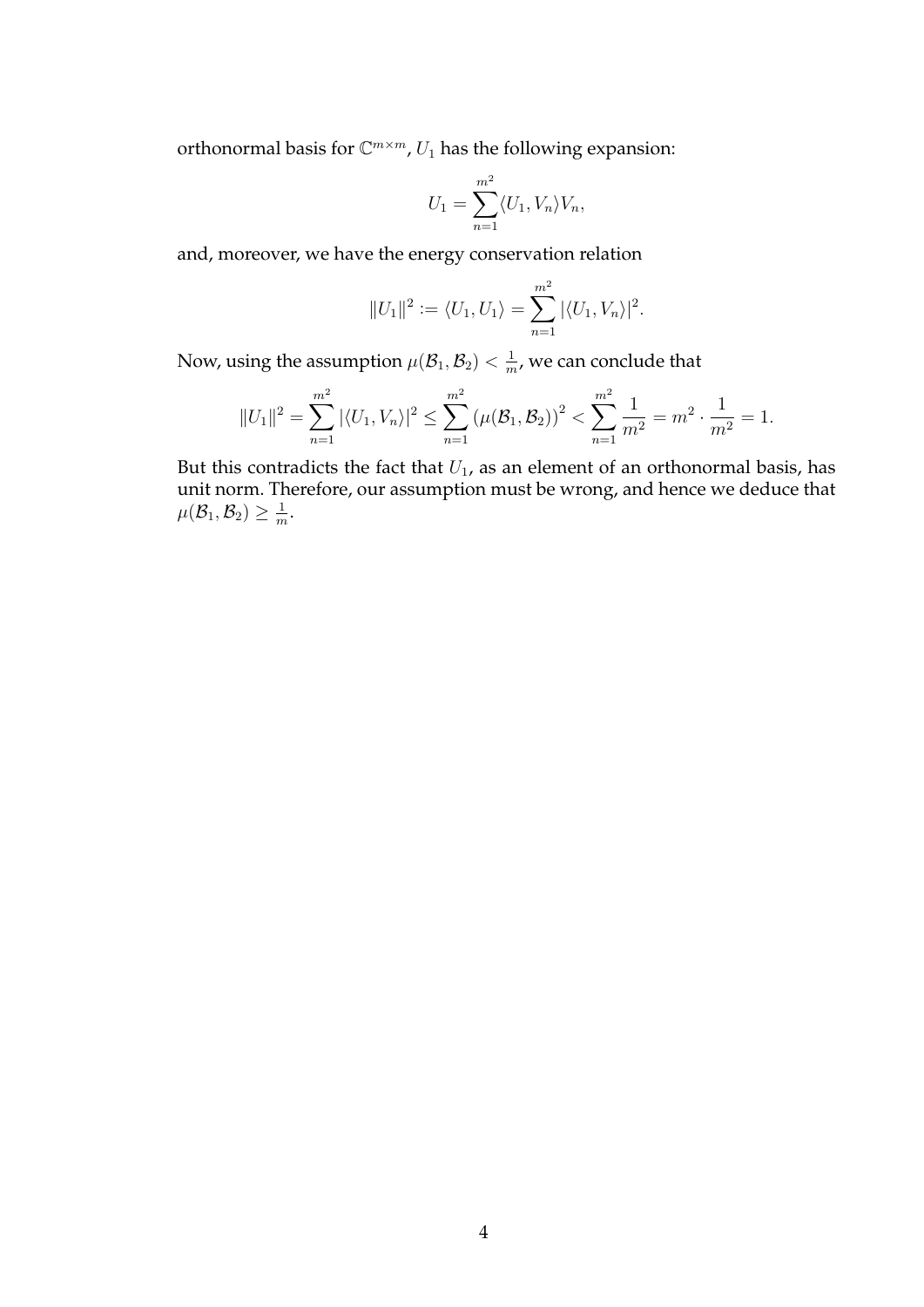orthonormal basis for $\mathbb{C}^{m\times m}$, $U_1$ has the following expansion:

$$U_1 = \sum_{n=1}^{m^2} \langle U_1, V_n \rangle V_n,$$

and, moreover, we have the energy conservation relation

$$\|U_1\|^2 := \langle U_1, U_1 \rangle = \sum_{n=1}^{m^2} |\langle U_1, V_n \rangle|^2.$$

Now, using the assumption $\mu(\mathcal{B}_1, \mathcal{B}_2) < \frac{1}{m}$, we can conclude that

$$\|U_1\|^2 = \sum_{n=1}^{m^2} |\langle U_1, V_n \rangle|^2 \leq \sum_{n=1}^{m^2} \left(\mu(\mathcal{B}_1, \mathcal{B}_2)\right)^2 < \sum_{n=1}^{m^2} \frac{1}{m^2} = m^2 \cdot \frac{1}{m^2} = 1.$$

But this contradicts the fact that $U_1$, as an element of an orthonormal basis, has unit norm. Therefore, our assumption must be wrong, and hence we deduce that $\mu(\mathcal{B}_1, \mathcal{B}_2) \geq \frac{1}{m}$.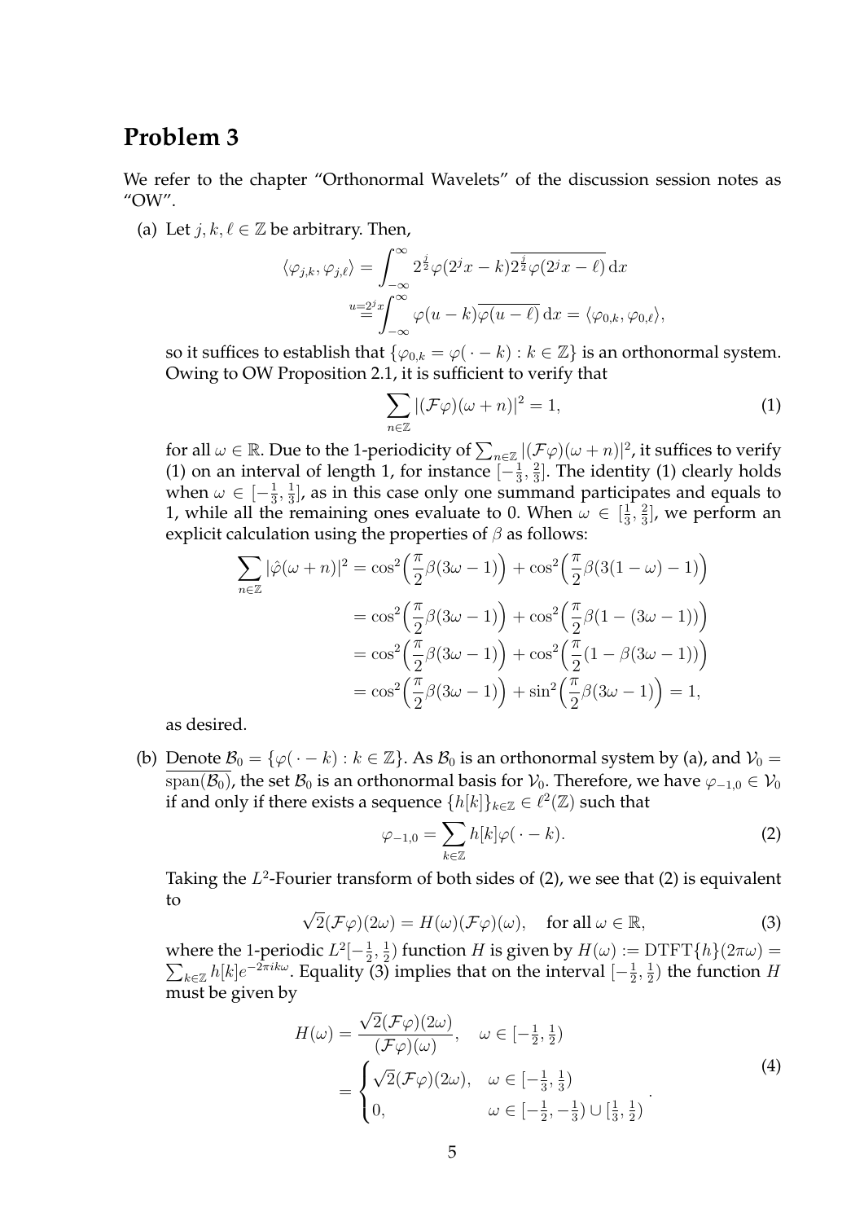## Problem 3

We refer to the chapter "Orthonormal Wavelets" of the discussion session notes as "OW".

(a) Let $j, k, \ell \in \mathbb{Z}$ be arbitrary. Then,

$$\langle \varphi_{j,k}, \varphi_{j,\ell} \rangle = \int_{-\infty}^{\infty} 2^{\frac{j}{2}} \varphi(2^j x - k) \overline{2^{\frac{j}{2}} \varphi(2^j x - \ell)} \, \mathrm{d}x$$

$$\overset{u=2^j x}{=} \int_{-\infty}^{\infty} \varphi(u - k) \overline{\varphi(u - \ell)} \, \mathrm{d}x = \langle \varphi_{0,k}, \varphi_{0,\ell} \rangle,$$

so it suffices to establish that $\{\varphi_{0,k} = \varphi(\,\cdot - k) : k \in \mathbb{Z}\}$ is an orthonormal system. Owing to OW Proposition 2.1, it is sufficient to verify that

$$\sum_{n \in \mathbb{Z}} |(\mathcal{F}\varphi)(\omega + n)|^2 = 1, \tag{1}$$

for all $\omega \in \mathbb{R}$. Due to the 1-periodicity of $\sum_{n \in \mathbb{Z}} |(\mathcal{F}\varphi)(\omega + n)|^2$, it suffices to verify (1) on an interval of length 1, for instance $[-\frac{1}{3}, \frac{2}{3}]$. The identity (1) clearly holds when $\omega \in [-\frac{1}{3}, \frac{1}{3}]$, as in this case only one summand participates and equals to 1, while all the remaining ones evaluate to 0. When $\omega \in [\frac{1}{3}, \frac{2}{3}]$, we perform an explicit calculation using the properties of $\beta$ as follows:

$$\begin{aligned}
\sum_{n \in \mathbb{Z}} |\hat{\varphi}(\omega + n)|^2 &= \cos^2\Big(\frac{\pi}{2}\beta(3\omega - 1)\Big) + \cos^2\Big(\frac{\pi}{2}\beta(3(1 - \omega) - 1)\Big) \\
&= \cos^2\Big(\frac{\pi}{2}\beta(3\omega - 1)\Big) + \cos^2\Big(\frac{\pi}{2}\beta(1 - (3\omega - 1))\Big) \\
&= \cos^2\Big(\frac{\pi}{2}\beta(3\omega - 1)\Big) + \cos^2\Big(\frac{\pi}{2}(1 - \beta(3\omega - 1))\Big) \\
&= \cos^2\Big(\frac{\pi}{2}\beta(3\omega - 1)\Big) + \sin^2\Big(\frac{\pi}{2}\beta(3\omega - 1)\Big) = 1,
\end{aligned}$$

as desired.

(b) Denote $\mathcal{B}_0 = \{\varphi(\,\cdot - k) : k \in \mathbb{Z}\}$. As $\mathcal{B}_0$ is an orthonormal system by (a), and $\mathcal{V}_0 = \overline{\operatorname{span}(\mathcal{B}_0)}$, the set $\mathcal{B}_0$ is an orthonormal basis for $\mathcal{V}_0$. Therefore, we have $\varphi_{-1,0} \in \mathcal{V}_0$ if and only if there exists a sequence $\{h[k]\}_{k \in \mathbb{Z}} \in \ell^2(\mathbb{Z})$ such that

$$\varphi_{-1,0} = \sum_{k \in \mathbb{Z}} h[k] \varphi(\,\cdot - k). \tag{2}$$

Taking the $L^2$-Fourier transform of both sides of (2), we see that (2) is equivalent to

$$\sqrt{2}(\mathcal{F}\varphi)(2\omega) = H(\omega)(\mathcal{F}\varphi)(\omega), \quad \text{for all } \omega \in \mathbb{R}, \tag{3}$$

where the 1-periodic $L^2[-\frac{1}{2}, \frac{1}{2})$ function $H$ is given by $H(\omega) := \mathrm{DTFT}\{h\}(2\pi\omega) = \sum_{k \in \mathbb{Z}} h[k] e^{-2\pi i k \omega}$. Equality (3) implies that on the interval $[-\frac{1}{2}, \frac{1}{2})$ the function $H$ must be given by

$$\begin{aligned}
H(\omega) &= \frac{\sqrt{2}(\mathcal{F}\varphi)(2\omega)}{(\mathcal{F}\varphi)(\omega)}, \quad \omega \in [-\tfrac{1}{2}, \tfrac{1}{2}) \\
&= \begin{cases} \sqrt{2}(\mathcal{F}\varphi)(2\omega), & \omega \in [-\frac{1}{3}, \frac{1}{3}) \\ 0, & \omega \in [-\frac{1}{2}, -\frac{1}{3}) \cup [\frac{1}{3}, \frac{1}{2}) \end{cases}.
\end{aligned} \tag{4}$$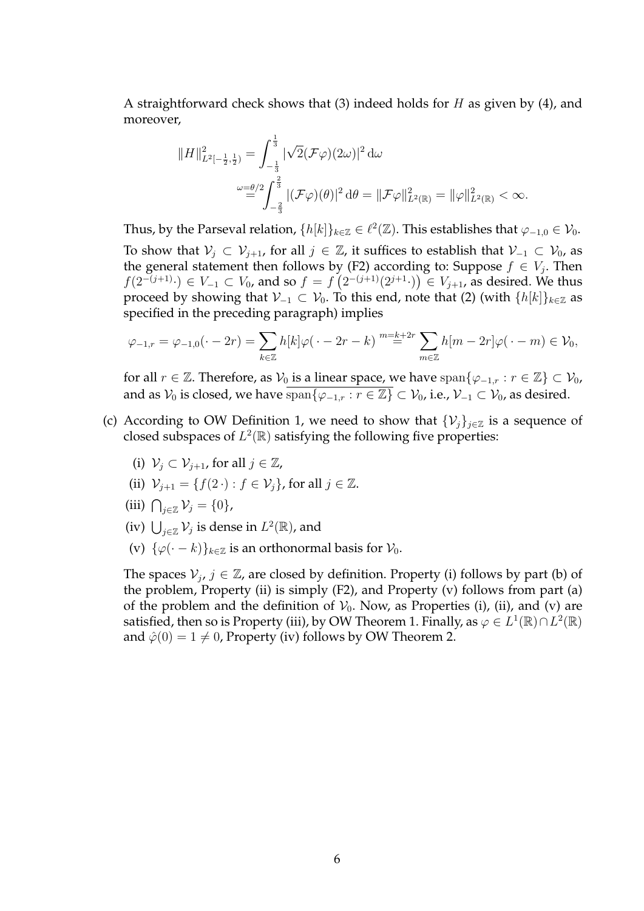A straightforward check shows that (3) indeed holds for $H$ as given by (4), and moreover,

$$\|H\|^2_{L^2[-\frac{1}{2},\frac{1}{2})} = \int_{-\frac{1}{3}}^{\frac{1}{3}} |\sqrt{2}(\mathcal{F}\varphi)(2\omega)|^2 \,\mathrm{d}\omega \overset{\omega=\theta/2}{=} \int_{-\frac{2}{3}}^{\frac{2}{3}} |(\mathcal{F}\varphi)(\theta)|^2 \,\mathrm{d}\theta = \|\mathcal{F}\varphi\|^2_{L^2(\mathbb{R})} = \|\varphi\|^2_{L^2(\mathbb{R})} < \infty.$$

Thus, by the Parseval relation, $\{h[k]\}_{k\in\mathbb{Z}} \in \ell^2(\mathbb{Z})$. This establishes that $\varphi_{-1,0} \in \mathcal{V}_0$.

To show that $\mathcal{V}_j \subset \mathcal{V}_{j+1}$, for all $j \in \mathbb{Z}$, it suffices to establish that $\mathcal{V}_{-1} \subset \mathcal{V}_0$, as the general statement then follows by (F2) according to: Suppose $f \in V_j$. Then $f(2^{-(j+1)}\cdot) \in V_{-1} \subset V_0$, and so $f = f\left(2^{-(j+1)}(2^{j+1}\cdot)\right) \in V_{j+1}$, as desired. We thus proceed by showing that $\mathcal{V}_{-1} \subset \mathcal{V}_0$. To this end, note that (2) (with $\{h[k]\}_{k\in\mathbb{Z}}$ as specified in the preceding paragraph) implies

$$\varphi_{-1,r} = \varphi_{-1,0}(\cdot - 2r) = \sum_{k\in\mathbb{Z}} h[k]\varphi(\,\cdot - 2r - k) \overset{m=k+2r}{=} \sum_{m\in\mathbb{Z}} h[m-2r]\varphi(\,\cdot - m) \in \mathcal{V}_0,$$

for all $r \in \mathbb{Z}$. Therefore, as $\mathcal{V}_0$ is a linear space, we have $\mathrm{span}\{\varphi_{-1,r} : r \in \mathbb{Z}\} \subset \mathcal{V}_0$, and as $\mathcal{V}_0$ is closed, we have $\overline{\mathrm{span}\{\varphi_{-1,r} : r \in \mathbb{Z}\}} \subset \mathcal{V}_0$, i.e., $\mathcal{V}_{-1} \subset \mathcal{V}_0$, as desired.

(c) According to OW Definition 1, we need to show that $\{\mathcal{V}_j\}_{j\in\mathbb{Z}}$ is a sequence of closed subspaces of $L^2(\mathbb{R})$ satisfying the following five properties:

  (i) $\mathcal{V}_j \subset \mathcal{V}_{j+1}$, for all $j \in \mathbb{Z}$,

  (ii) $\mathcal{V}_{j+1} = \{f(2\,\cdot) : f \in \mathcal{V}_j\}$, for all $j \in \mathbb{Z}$.

  (iii) $\bigcap_{j\in\mathbb{Z}} \mathcal{V}_j = \{0\}$,

  (iv) $\bigcup_{j\in\mathbb{Z}} \mathcal{V}_j$ is dense in $L^2(\mathbb{R})$, and

  (v) $\{\varphi(\cdot - k)\}_{k\in\mathbb{Z}}$ is an orthonormal basis for $\mathcal{V}_0$.

The spaces $\mathcal{V}_j$, $j \in \mathbb{Z}$, are closed by definition. Property (i) follows by part (b) of the problem, Property (ii) is simply (F2), and Property (v) follows from part (a) of the problem and the definition of $\mathcal{V}_0$. Now, as Properties (i), (ii), and (v) are satisfied, then so is Property (iii), by OW Theorem 1. Finally, as $\varphi \in L^1(\mathbb{R}) \cap L^2(\mathbb{R})$ and $\hat{\varphi}(0) = 1 \neq 0$, Property (iv) follows by OW Theorem 2.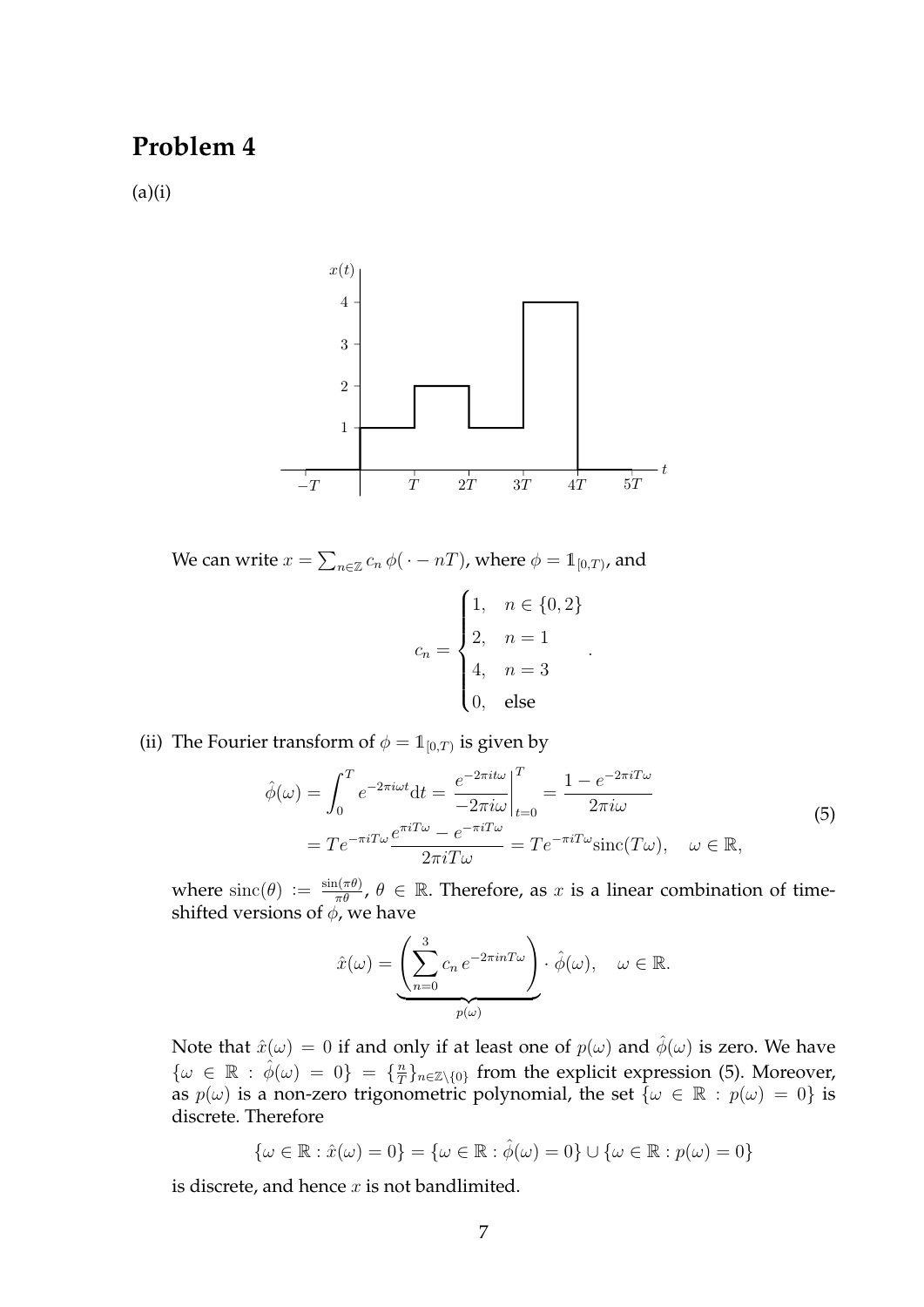## Problem 4

(a)(i)

We can write $x = \sum_{n \in \mathbb{Z}} c_n \, \phi(\,\cdot - nT)$, where $\phi = \mathbb{1}_{[0,T)}$, and

$$c_n = \begin{cases} 1, & n \in \{0, 2\} \\ 2, & n = 1 \\ 4, & n = 3 \\ 0, & \text{else} \end{cases}.$$

(ii) The Fourier transform of $\phi = \mathbb{1}_{[0,T)}$ is given by

$$\begin{aligned} \hat{\phi}(\omega) &= \int_0^T e^{-2\pi i \omega t} \mathrm{d}t = \frac{e^{-2\pi i t \omega}}{-2\pi i \omega}\bigg|_{t=0}^T = \frac{1 - e^{-2\pi i T \omega}}{2\pi i \omega} \\ &= T e^{-\pi i T \omega} \frac{e^{\pi i T \omega} - e^{-\pi i T \omega}}{2\pi i T \omega} = T e^{-\pi i T \omega} \operatorname{sinc}(T\omega), \quad \omega \in \mathbb{R}, \end{aligned} \tag{5}$$

where $\operatorname{sinc}(\theta) := \frac{\sin(\pi\theta)}{\pi\theta}$, $\theta \in \mathbb{R}$. Therefore, as $x$ is a linear combination of time-shifted versions of $\phi$, we have

$$\hat{x}(\omega) = \underbrace{\left( \sum_{n=0}^{3} c_n \, e^{-2\pi i n T \omega} \right)}_{p(\omega)} \cdot \hat{\phi}(\omega), \quad \omega \in \mathbb{R}.$$

Note that $\hat{x}(\omega) = 0$ if and only if at least one of $p(\omega)$ and $\hat{\phi}(\omega)$ is zero. We have $\{\omega \in \mathbb{R} : \hat{\phi}(\omega) = 0\} = \{\frac{n}{T}\}_{n \in \mathbb{Z} \setminus \{0\}}$ from the explicit expression (5). Moreover, as $p(\omega)$ is a non-zero trigonometric polynomial, the set $\{\omega \in \mathbb{R} : p(\omega) = 0\}$ is discrete. Therefore

$$\{\omega \in \mathbb{R} : \hat{x}(\omega) = 0\} = \{\omega \in \mathbb{R} : \hat{\phi}(\omega) = 0\} \cup \{\omega \in \mathbb{R} : p(\omega) = 0\}$$

is discrete, and hence $x$ is not bandlimited.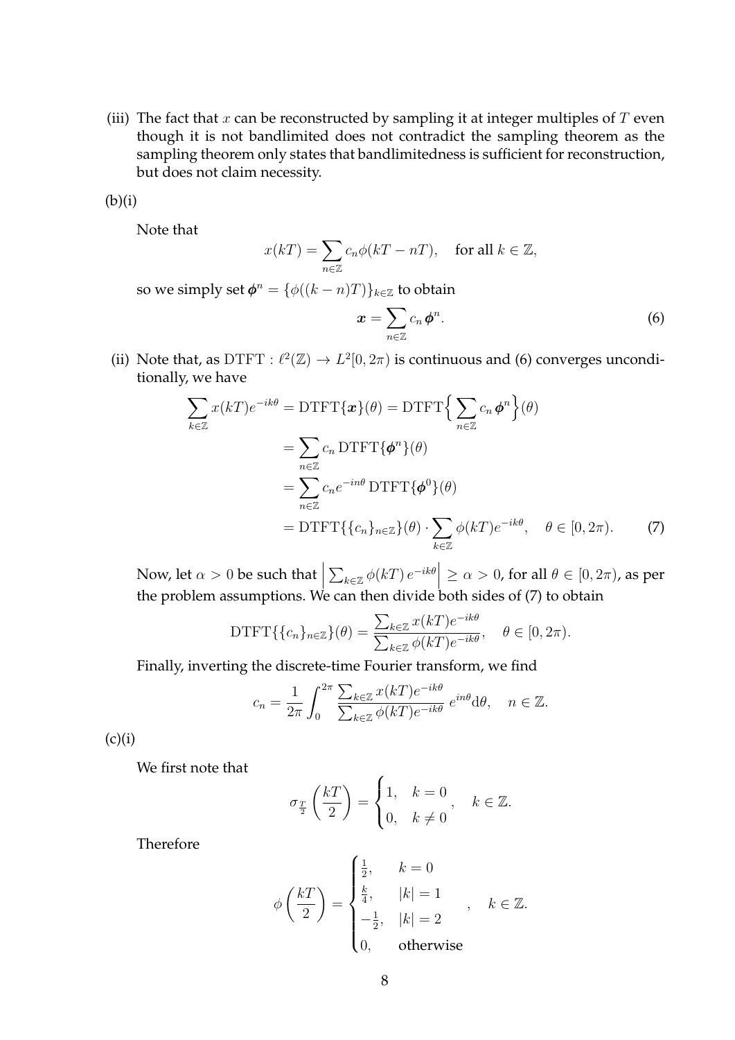(iii) The fact that $x$ can be reconstructed by sampling it at integer multiples of $T$ even though it is not bandlimited does not contradict the sampling theorem as the sampling theorem only states that bandlimitedness is sufficient for reconstruction, but does not claim necessity.

(b)(i)

Note that

$$x(kT) = \sum_{n\in\mathbb{Z}} c_n \phi(kT - nT), \quad \text{for all } k \in \mathbb{Z},$$

so we simply set $\boldsymbol{\phi}^n = \{\phi((k-n)T)\}_{k\in\mathbb{Z}}$ to obtain

$$\boldsymbol{x} = \sum_{n\in\mathbb{Z}} c_n \, \boldsymbol{\phi}^n. \tag{6}$$

(ii) Note that, as $\mathrm{DTFT} : \ell^2(\mathbb{Z}) \to L^2[0, 2\pi)$ is continuous and (6) converges unconditionally, we have

$$\begin{aligned}
\sum_{k\in\mathbb{Z}} x(kT) e^{-ik\theta} &= \mathrm{DTFT}\{\boldsymbol{x}\}(\theta) = \mathrm{DTFT}\Big\{ \sum_{n\in\mathbb{Z}} c_n \, \boldsymbol{\phi}^n \Big\}(\theta) \\
&= \sum_{n\in\mathbb{Z}} c_n \, \mathrm{DTFT}\{\boldsymbol{\phi}^n\}(\theta) \\
&= \sum_{n\in\mathbb{Z}} c_n e^{-in\theta} \, \mathrm{DTFT}\{\boldsymbol{\phi}^0\}(\theta) \\
&= \mathrm{DTFT}\{\{c_n\}_{n\in\mathbb{Z}}\}(\theta) \cdot \sum_{k\in\mathbb{Z}} \phi(kT) e^{-ik\theta}, \quad \theta \in [0, 2\pi).
\end{aligned} \tag{7}$$

Now, let $\alpha > 0$ be such that $\left| \sum_{k\in\mathbb{Z}} \phi(kT) \, e^{-ik\theta} \right| \geq \alpha > 0$, for all $\theta \in [0, 2\pi)$, as per the problem assumptions. We can then divide both sides of (7) to obtain

$$\mathrm{DTFT}\{\{c_n\}_{n\in\mathbb{Z}}\}(\theta) = \frac{\sum_{k\in\mathbb{Z}} x(kT) e^{-ik\theta}}{\sum_{k\in\mathbb{Z}} \phi(kT) e^{-ik\theta}}, \quad \theta \in [0, 2\pi).$$

Finally, inverting the discrete-time Fourier transform, we find

$$c_n = \frac{1}{2\pi} \int_0^{2\pi} \frac{\sum_{k\in\mathbb{Z}} x(kT) e^{-ik\theta}}{\sum_{k\in\mathbb{Z}} \phi(kT) e^{-ik\theta}} \, e^{in\theta} \mathrm{d}\theta, \quad n \in \mathbb{Z}.$$

(c)(i)

We first note that

$$\sigma_{\frac{T}{2}}\left(\frac{kT}{2}\right) = \begin{cases} 1, & k = 0 \\ 0, & k \neq 0 \end{cases}, \quad k \in \mathbb{Z}.$$

Therefore

$$\phi\left(\frac{kT}{2}\right) = \begin{cases} \frac{1}{2}, & k = 0 \\ \frac{k}{4}, & |k| = 1 \\ -\frac{1}{2}, & |k| = 2 \\ 0, & \text{otherwise} \end{cases}, \quad k \in \mathbb{Z}.$$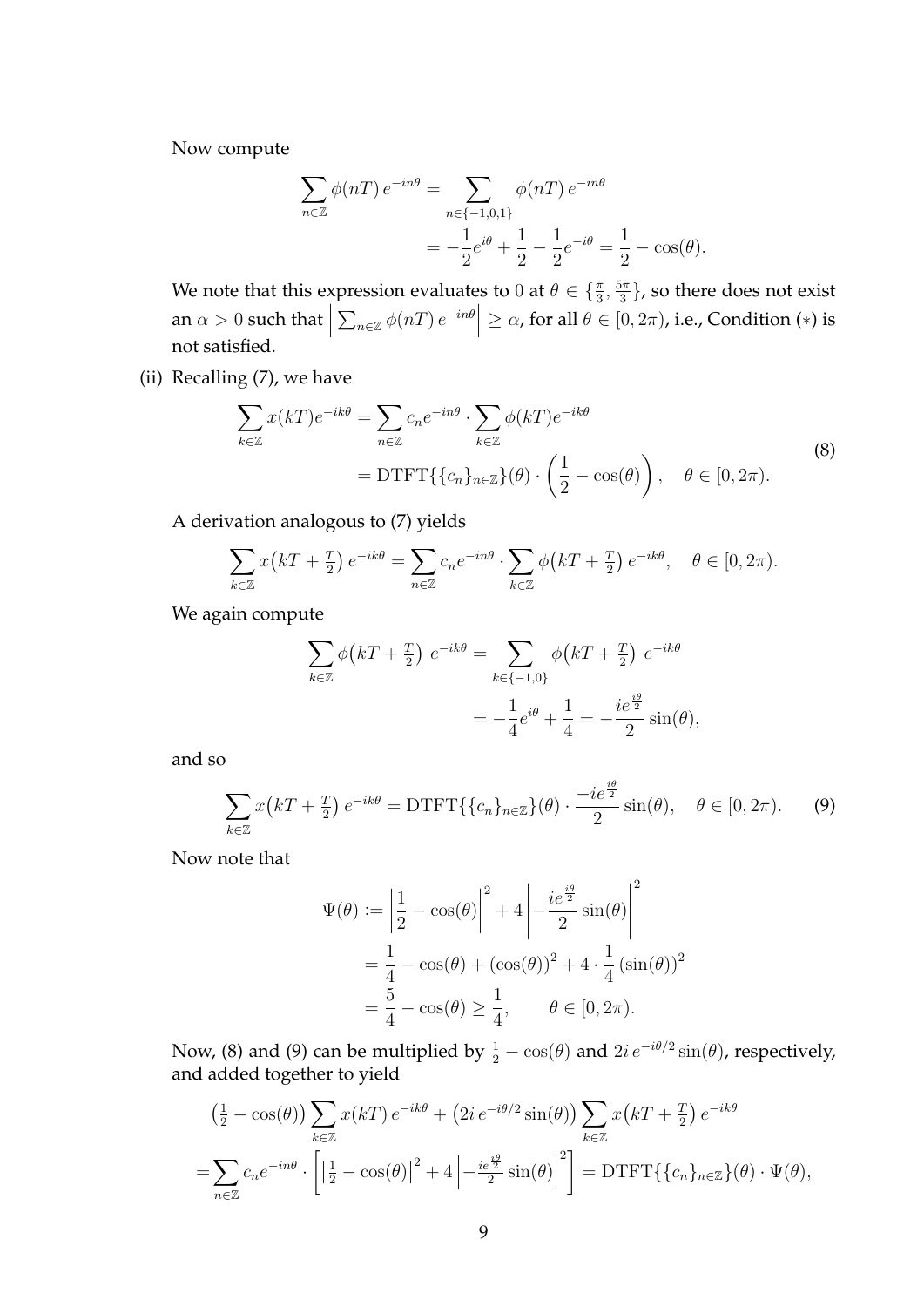Now compute

$$
\begin{aligned}
\sum_{n\in\mathbb{Z}} \phi(nT)\, e^{-in\theta} &= \sum_{n\in\{-1,0,1\}} \phi(nT)\, e^{-in\theta} \\
&= -\frac{1}{2}e^{i\theta} + \frac{1}{2} - \frac{1}{2}e^{-i\theta} = \frac{1}{2} - \cos(\theta).
\end{aligned}
$$

We note that this expression evaluates to $0$ at $\theta \in \{\frac{\pi}{3}, \frac{5\pi}{3}\}$, so there does not exist an $\alpha > 0$ such that $\left|\sum_{n\in\mathbb{Z}} \phi(nT)\, e^{-in\theta}\right| \geq \alpha$, for all $\theta \in [0, 2\pi)$, i.e., Condition $(*)$ is not satisfied.

(ii) Recalling (7), we have

$$
\begin{aligned}
\sum_{k\in\mathbb{Z}} x(kT) e^{-ik\theta} &= \sum_{n\in\mathbb{Z}} c_n e^{-in\theta} \cdot \sum_{k\in\mathbb{Z}} \phi(kT) e^{-ik\theta} \\
&= \mathrm{DTFT}\{\{c_n\}_{n\in\mathbb{Z}}\}(\theta) \cdot \left(\frac{1}{2} - \cos(\theta)\right), \quad \theta \in [0, 2\pi).
\end{aligned} \tag{8}
$$

A derivation analogous to (7) yields

$$
\sum_{k\in\mathbb{Z}} x\big(kT + \tfrac{T}{2}\big)\, e^{-ik\theta} = \sum_{n\in\mathbb{Z}} c_n e^{-in\theta} \cdot \sum_{k\in\mathbb{Z}} \phi\big(kT + \tfrac{T}{2}\big)\, e^{-ik\theta}, \quad \theta \in [0, 2\pi).
$$

We again compute

$$
\begin{aligned}
\sum_{k\in\mathbb{Z}} \phi\big(kT + \tfrac{T}{2}\big)\; e^{-ik\theta} &= \sum_{k\in\{-1,0\}} \phi\big(kT + \tfrac{T}{2}\big)\; e^{-ik\theta} \\
&= -\frac{1}{4}e^{i\theta} + \frac{1}{4} = -\frac{ie^{\frac{i\theta}{2}}}{2}\sin(\theta),
\end{aligned}
$$

and so

$$
\sum_{k\in\mathbb{Z}} x\big(kT + \tfrac{T}{2}\big)\, e^{-ik\theta} = \mathrm{DTFT}\{\{c_n\}_{n\in\mathbb{Z}}\}(\theta) \cdot \frac{-ie^{\frac{i\theta}{2}}}{2}\sin(\theta), \quad \theta \in [0, 2\pi). \tag{9}
$$

Now note that

$$
\begin{aligned}
\Psi(\theta) &:= \left|\frac{1}{2} - \cos(\theta)\right|^2 + 4\left|-\frac{ie^{\frac{i\theta}{2}}}{2}\sin(\theta)\right|^2 \\
&= \frac{1}{4} - \cos(\theta) + (\cos(\theta))^2 + 4 \cdot \frac{1}{4}(\sin(\theta))^2 \\
&= \frac{5}{4} - \cos(\theta) \geq \frac{1}{4}, \qquad \theta \in [0, 2\pi).
\end{aligned}
$$

Now, (8) and (9) can be multiplied by $\frac{1}{2} - \cos(\theta)$ and $2i\, e^{-i\theta/2}\sin(\theta)$, respectively, and added together to yield

$$
\begin{aligned}
&\big(\tfrac{1}{2} - \cos(\theta)\big) \sum_{k\in\mathbb{Z}} x(kT)\, e^{-ik\theta} + \big(2i\, e^{-i\theta/2}\sin(\theta)\big) \sum_{k\in\mathbb{Z}} x\big(kT + \tfrac{T}{2}\big)\, e^{-ik\theta} \\
=& \sum_{n\in\mathbb{Z}} c_n e^{-in\theta} \cdot \left[\big|\tfrac{1}{2} - \cos(\theta)\big|^2 + 4\left|-\tfrac{ie^{\frac{i\theta}{2}}}{2}\sin(\theta)\right|^2\right] = \mathrm{DTFT}\{\{c_n\}_{n\in\mathbb{Z}}\}(\theta) \cdot \Psi(\theta),
\end{aligned}
$$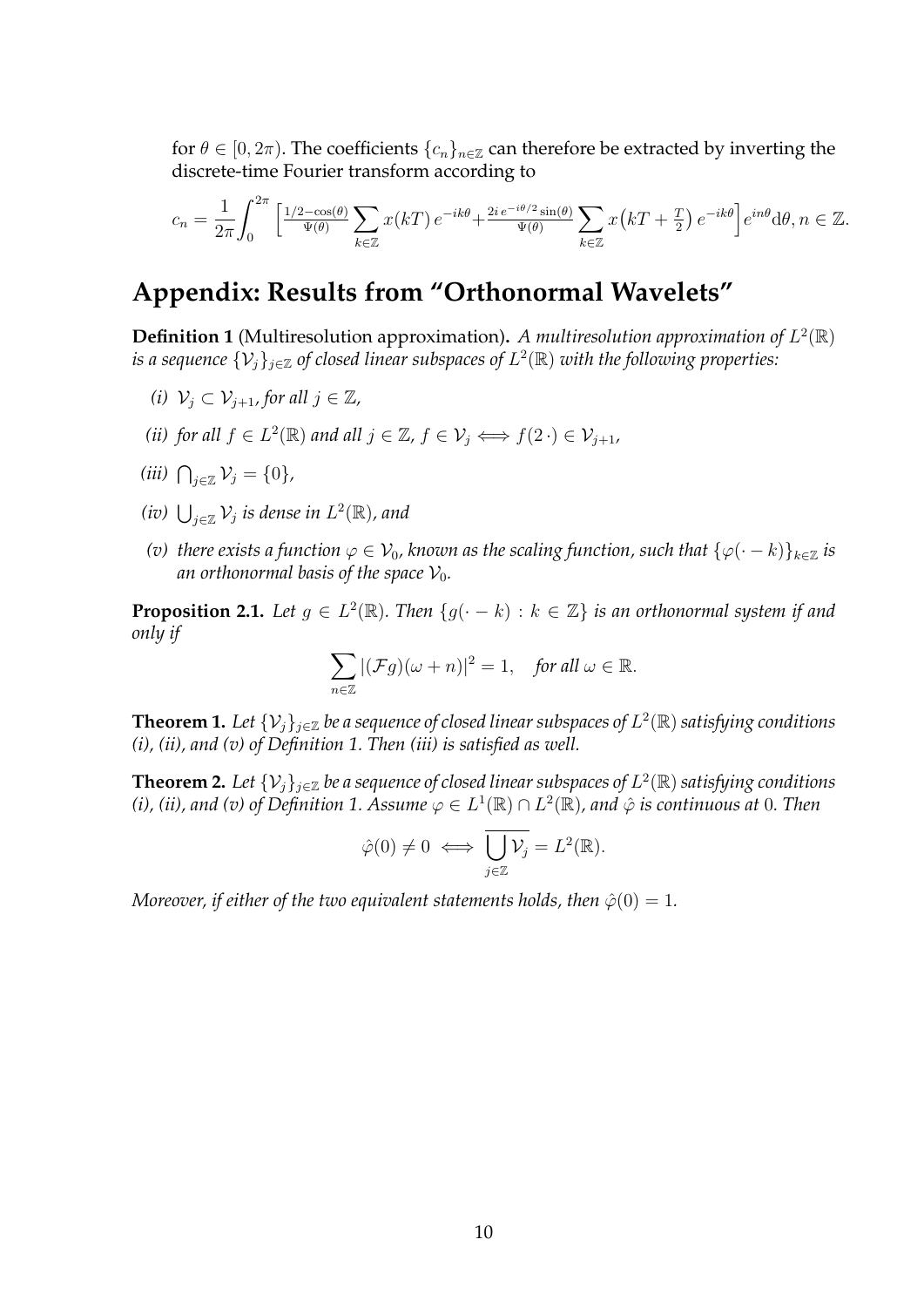for $\theta \in [0, 2\pi)$. The coefficients $\{c_n\}_{n\in\mathbb{Z}}$ can therefore be extracted by inverting the discrete-time Fourier transform according to

$$c_n = \frac{1}{2\pi}\int_0^{2\pi} \Big[\tfrac{1/2-\cos(\theta)}{\Psi(\theta)} \sum_{k\in\mathbb{Z}} x(kT)\, e^{-ik\theta} + \tfrac{2i\, e^{-i\theta/2}\sin(\theta)}{\Psi(\theta)} \sum_{k\in\mathbb{Z}} x\big(kT + \tfrac{T}{2}\big)\, e^{-ik\theta}\Big] e^{in\theta} \mathrm{d}\theta, n \in \mathbb{Z}.$$

## Appendix: Results from "Orthonormal Wavelets"

**Definition 1** (Multiresolution approximation)**.** *A multiresolution approximation of $L^2(\mathbb{R})$ is a sequence $\{\mathcal{V}_j\}_{j\in\mathbb{Z}}$ of closed linear subspaces of $L^2(\mathbb{R})$ with the following properties:*

*(i) $\mathcal{V}_j \subset \mathcal{V}_{j+1}$, for all $j \in \mathbb{Z}$,*

*(ii) for all $f \in L^2(\mathbb{R})$ and all $j \in \mathbb{Z}$, $f \in \mathcal{V}_j \iff f(2\,\cdot) \in \mathcal{V}_{j+1}$,*

*(iii) $\bigcap_{j\in\mathbb{Z}} \mathcal{V}_j = \{0\}$,*

*(iv) $\bigcup_{j\in\mathbb{Z}} \mathcal{V}_j$ is dense in $L^2(\mathbb{R})$, and*

*(v) there exists a function $\varphi \in \mathcal{V}_0$, known as the scaling function, such that $\{\varphi(\cdot - k)\}_{k\in\mathbb{Z}}$ is an orthonormal basis of the space $\mathcal{V}_0$.*

**Proposition 2.1.** *Let $g \in L^2(\mathbb{R})$. Then $\{g(\cdot - k) : k \in \mathbb{Z}\}$ is an orthonormal system if and only if*

$$\sum_{n\in\mathbb{Z}} |(\mathcal{F}g)(\omega + n)|^2 = 1, \quad \textit{for all } \omega \in \mathbb{R}.$$

**Theorem 1.** *Let $\{\mathcal{V}_j\}_{j\in\mathbb{Z}}$ be a sequence of closed linear subspaces of $L^2(\mathbb{R})$ satisfying conditions (i), (ii), and (v) of Definition 1. Then (iii) is satisfied as well.*

**Theorem 2.** *Let $\{\mathcal{V}_j\}_{j\in\mathbb{Z}}$ be a sequence of closed linear subspaces of $L^2(\mathbb{R})$ satisfying conditions (i), (ii), and (v) of Definition 1. Assume $\varphi \in L^1(\mathbb{R}) \cap L^2(\mathbb{R})$, and $\hat{\varphi}$ is continuous at $0$. Then*

$$\hat{\varphi}(0) \neq 0 \iff \overline{\bigcup_{j\in\mathbb{Z}} \mathcal{V}_j} = L^2(\mathbb{R}).$$

*Moreover, if either of the two equivalent statements holds, then $\hat{\varphi}(0) = 1$.*